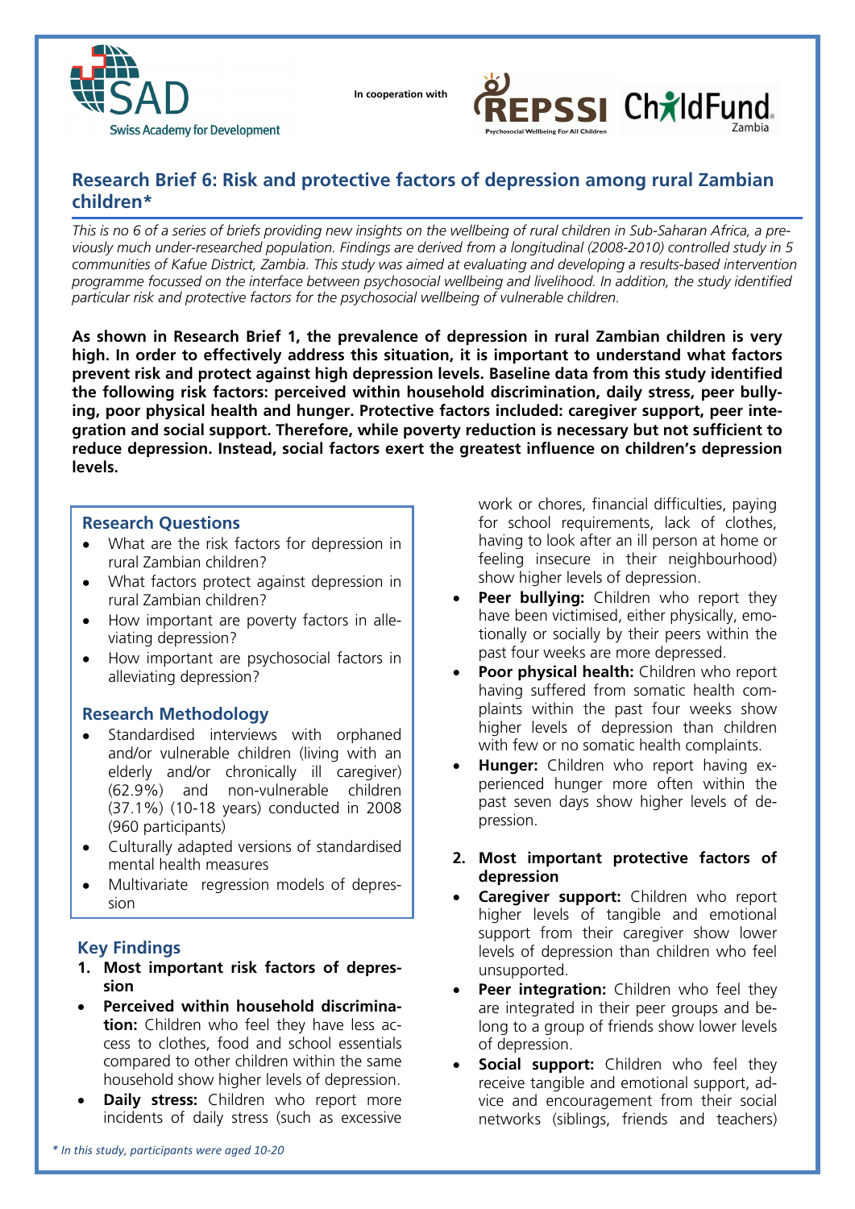SAD Swiss Academy for Development

In cooperation with REPSSI Psychosocial Wellbeing For All Children — ChildFund Zambia

## Research Brief 6: Risk and protective factors of depression among rural Zambian children*

*This is no 6 of a series of briefs providing new insights on the wellbeing of rural children in Sub-Saharan Africa, a previously much under-researched population. Findings are derived from a longitudinal (2008-2010) controlled study in 5 communities of Kafue District, Zambia. This study was aimed at evaluating and developing a results-based intervention programme focussed on the interface between psychosocial wellbeing and livelihood. In addition, the study identified particular risk and protective factors for the psychosocial wellbeing of vulnerable children.*

**As shown in Research Brief 1, the prevalence of depression in rural Zambian children is very high. In order to effectively address this situation, it is important to understand what factors prevent risk and protect against high depression levels. Baseline data from this study identified the following risk factors: perceived within household discrimination, daily stress, peer bullying, poor physical health and hunger. Protective factors included: caregiver support, peer integration and social support. Therefore, while poverty reduction is necessary but not sufficient to reduce depression. Instead, social factors exert the greatest influence on children's depression levels.**

### Research Questions

- What are the risk factors for depression in rural Zambian children?
- What factors protect against depression in rural Zambian children?
- How important are poverty factors in alleviating depression?
- How important are psychosocial factors in alleviating depression?

### Research Methodology

- Standardised interviews with orphaned and/or vulnerable children (living with an elderly and/or chronically ill caregiver) (62.9%) and non-vulnerable children (37.1%) (10-18 years) conducted in 2008 (960 participants)
- Culturally adapted versions of standardised mental health measures
- Multivariate regression models of depression

### Key Findings

**1. Most important risk factors of depression**

- **Perceived within household discrimination:** Children who feel they have less access to clothes, food and school essentials compared to other children within the same household show higher levels of depression.
- **Daily stress:** Children who report more incidents of daily stress (such as excessive work or chores, financial difficulties, paying for school requirements, lack of clothes, having to look after an ill person at home or feeling insecure in their neighbourhood) show higher levels of depression.
- **Peer bullying:** Children who report they have been victimised, either physically, emotionally or socially by their peers within the past four weeks are more depressed.
- **Poor physical health:** Children who report having suffered from somatic health complaints within the past four weeks show higher levels of depression than children with few or no somatic health complaints.
- **Hunger:** Children who report having experienced hunger more often within the past seven days show higher levels of depression.

**2. Most important protective factors of depression**

- **Caregiver support:** Children who report higher levels of tangible and emotional support from their caregiver show lower levels of depression than children who feel unsupported.
- **Peer integration:** Children who feel they are integrated in their peer groups and belong to a group of friends show lower levels of depression.
- **Social support:** Children who feel they receive tangible and emotional support, advice and encouragement from their social networks (siblings, friends and teachers)

*\* In this study, participants were aged 10-20*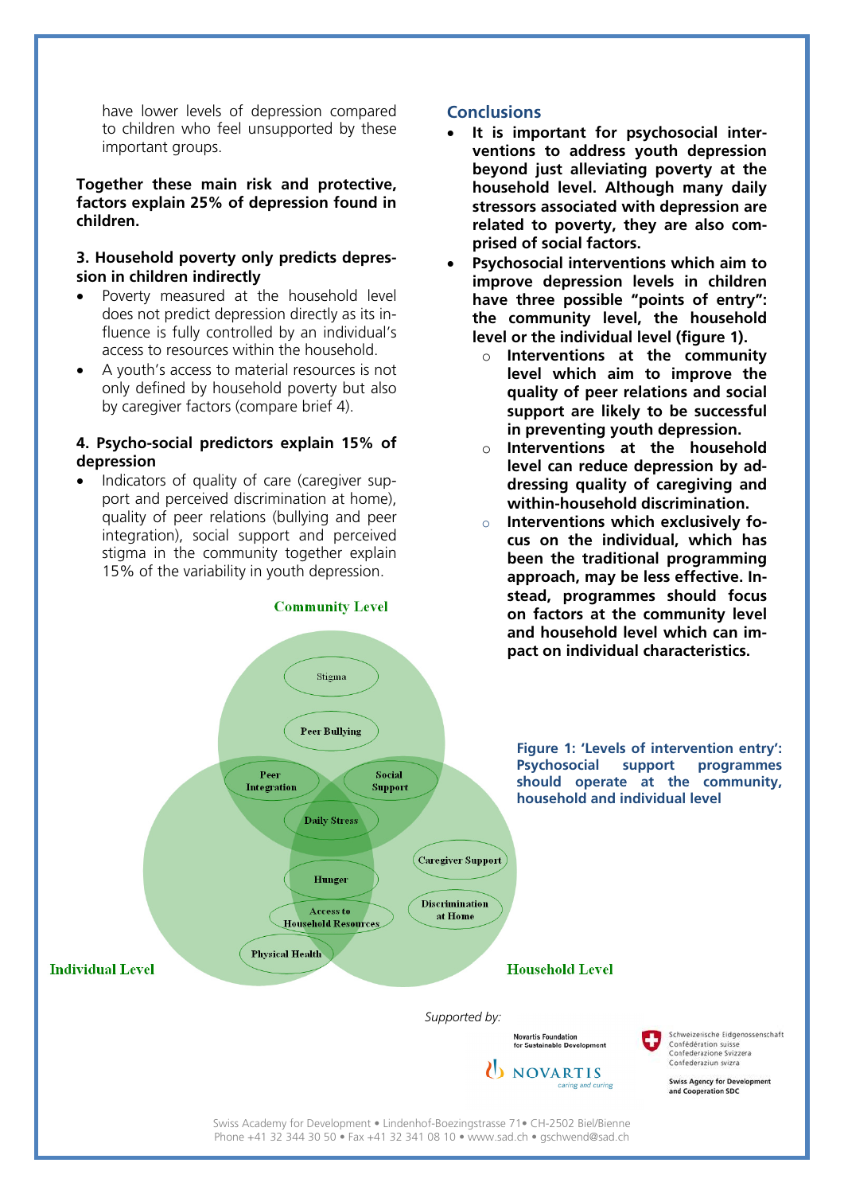have lower levels of depression compared to children who feel unsupported by these important groups.

**Together these main risk and protective, factors explain 25% of depression found in children.**

**3. Household poverty only predicts depression in children indirectly**

- Poverty measured at the household level does not predict depression directly as its influence is fully controlled by an individual's access to resources within the household.
- A youth's access to material resources is not only defined by household poverty but also by caregiver factors (compare brief 4).

**4. Psycho-social predictors explain 15% of depression**

- Indicators of quality of care (caregiver support and perceived discrimination at home), quality of peer relations (bullying and peer integration), social support and perceived stigma in the community together explain 15% of the variability in youth depression.

Community Level

Stigma

Peer Bullying

Peer Integration

Social Support

Daily Stress

Caregiver Support

Hunger

Discrimination at Home

Access to Household Resources

Physical Health

Individual Level

Household Level

## Conclusions

- **It is important for psychosocial interventions to address youth depression beyond just alleviating poverty at the household level. Although many daily stressors associated with depression are related to poverty, they are also comprised of social factors.**
- **Psychosocial interventions which aim to improve depression levels in children have three possible "points of entry": the community level, the household level or the individual level (figure 1).**
  - **Interventions at the community level which aim to improve the quality of peer relations and social support are likely to be successful in preventing youth depression.**
  - **Interventions at the household level can reduce depression by addressing quality of caregiving and within-household discrimination.**
  - **Interventions which exclusively focus on the individual, which has been the traditional programming approach, may be less effective. Instead, programmes should focus on factors at the community level and household level which can impact on individual characteristics.**

**Figure 1: 'Levels of intervention entry': Psychosocial support programmes should operate at the community, household and individual level**

*Supported by:*

Novartis Foundation for Sustainable Development

NOVARTIS caring and curing

Schweizerische Eidgenossenschaft
Confédération suisse
Confederazione Svizzera
Confederaziun svizra

Swiss Agency for Development and Cooperation SDC

Swiss Academy for Development • Lindenhof-Boezingstrasse 71• CH-2502 Biel/Bienne
Phone +41 32 344 30 50 • Fax +41 32 341 08 10 • www.sad.ch • gschwend@sad.ch